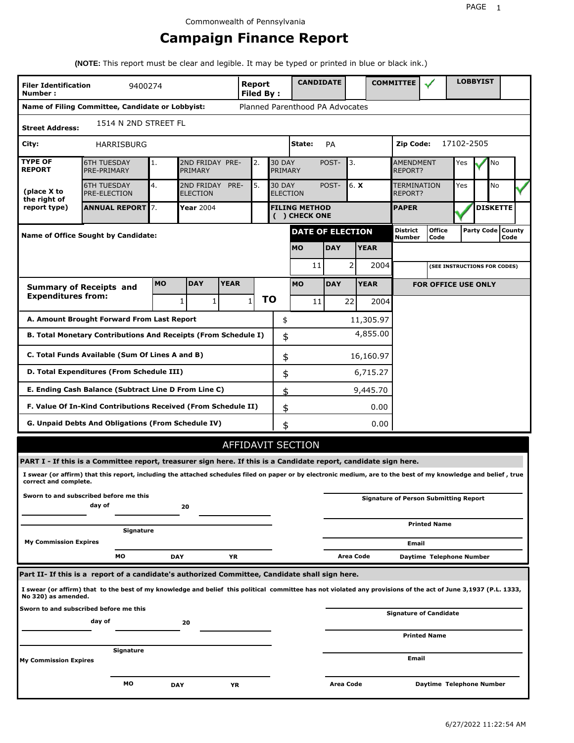Commonwealth of Pennsylvania

# Campaign Finance Report

**(NOTE:** This report must be clear and legible. It may be typed or printed in blue or black ink.)

| **Filer Identification Number :** | 9400274 | **Report Filed By :** | **CANDIDATE** | | **COMMITTEE** | ✓ | **LOBBYIST** | |
|---|---|---|---|---|---|---|---|---|

**Name of Filing Committee, Candidate or Lobbyist:** Planned Parenthood PA Advocates

**Street Address:** 1514 N 2ND STREET FL

**City:** HARRISBURG **State:** PA **Zip Code:** 17102-2505

| **TYPE OF REPORT** (place X to the right of report type) | | | | | | | | |
|---|---|---|---|---|---|---|---|---|
| 6TH TUESDAY PRE-PRIMARY | 1. | 2ND FRIDAY PRE-PRIMARY | 2. | 30 DAY POST-PRIMARY | 3. | AMENDMENT REPORT? | Yes ✓ | No |
| 6TH TUESDAY PRE-ELECTION | 4. | 2ND FRIDAY PRE-ELECTION | 5. | 30 DAY POST-ELECTION | 6. **X** | TERMINATION REPORT? | Yes | No ✓ |
| **ANNUAL REPORT** | 7. | **Year** 2004 | | **FILING METHOD ( ) CHECK ONE** | | **PAPER** ✓ | | **DISKETTE** |

**Name of Office Sought by Candidate:**

| **DATE OF ELECTION** | | |
|---|---|---|
| **MO** | **DAY** | **YEAR** |
| 11 | 2 | 2004 |

| **District Number** | **Office Code** | **Party Code** | **County Code** |
|---|---|---|---|
| | | | |

(SEE INSTRUCTIONS FOR CODES)

| **Summary of Receipts and Expenditures from:** | **MO** | **DAY** | **YEAR** | | **MO** | **DAY** | **YEAR** |
|---|---|---|---|---|---|---|---|
| | 1 | 1 | 1 | **TO** | 11 | 22 | 2004 |

**FOR OFFICE USE ONLY**

| | | |
|---|---|---|
| **A. Amount Brought Forward From Last Report** | $ | 11,305.97 |
| **B. Total Monetary Contributions And Receipts (From Schedule I)** | $ | 4,855.00 |
| **C. Total Funds Available (Sum Of Lines A and B)** | $ | 16,160.97 |
| **D. Total Expenditures (From Schedule III)** | $ | 6,715.27 |
| **E. Ending Cash Balance (Subtract Line D From Line C)** | $ | 9,445.70 |
| **F. Value Of In-Kind Contributions Received (From Schedule II)** | $ | 0.00 |
| **G. Unpaid Debts And Obligations (From Schedule IV)** | $ | 0.00 |

## AFFIDAVIT SECTION

**PART I - If this is a Committee report, treasurer sign here. If this is a Candidate report, candidate sign here.**

**I swear (or affirm) that this report, including the attached schedules filed on paper or by electronic medium, are to the best of my knowledge and belief , true correct and complete.**

**Sworn to and subscribed before me this** ______ **day of** ______ **20** ______

**Signature** ______

**My Commission Expires** **MO** ______ **DAY** ______ **YR** ______

**Signature of Person Submitting Report** ______

**Printed Name** ______

**Email** ______

**Area Code** ______ **Daytime Telephone Number** ______

**Part II- If this is a report of a candidate's authorized Committee, Candidate shall sign here.**

**I swear (or affirm) that to the best of my knowledge and belief this political committee has not violated any provisions of the act of June 3,1937 (P.L. 1333, No 320) as amended.**

**Sworn to and subscribed before me this** ______ **day of** ______ **20** ______

**Signature** ______

**My Commission Expires** **MO** ______ **DAY** ______ **YR** ______

**Signature of Candidate** ______

**Printed Name** ______

**Email** ______

**Area Code** ______ **Daytime Telephone Number** ______

6/27/2022 11:22:54 AM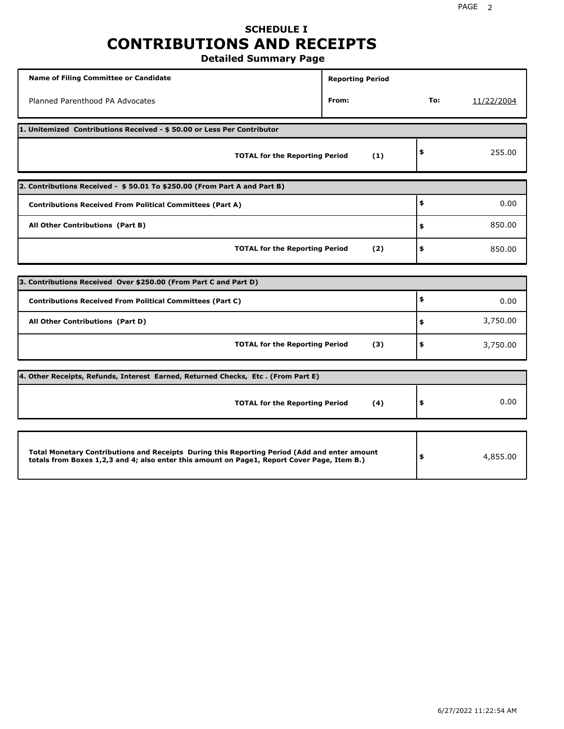# SCHEDULE I

# CONTRIBUTIONS AND RECEIPTS

## Detailed Summary Page

| Name of Filing Committee or Candidate | Reporting Period | | |
|---|---|---|---|
| Planned Parenthood PA Advocates | From: | To: | 11/22/2004 |

**1. Unitemized Contributions Received - $ 50.00 or Less Per Contributor**

| | | |
|---|---|---|
| **TOTAL for the Reporting Period** | **(1)** | $ 255.00 |

**2. Contributions Received - $ 50.01 To $250.00 (From Part A and Part B)**

| | | |
|---|---|---|
| **Contributions Received From Political Committees (Part A)** | | $ 0.00 |
| **All Other Contributions (Part B)** | | $ 850.00 |
| **TOTAL for the Reporting Period** | **(2)** | $ 850.00 |

**3. Contributions Received Over $250.00 (From Part C and Part D)**

| | | |
|---|---|---|
| **Contributions Received From Political Committees (Part C)** | | $ 0.00 |
| **All Other Contributions (Part D)** | | $ 3,750.00 |
| **TOTAL for the Reporting Period** | **(3)** | $ 3,750.00 |

**4. Other Receipts, Refunds, Interest Earned, Returned Checks, Etc . (From Part E)**

| | | |
|---|---|---|
| **TOTAL for the Reporting Period** | **(4)** | $ 0.00 |

| | |
|---|---|
| **Total Monetary Contributions and Receipts During this Reporting Period (Add and enter amount totals from Boxes 1,2,3 and 4; also enter this amount on Page1, Report Cover Page, Item B.)** | $ 4,855.00 |

6/27/2022 11:22:54 AM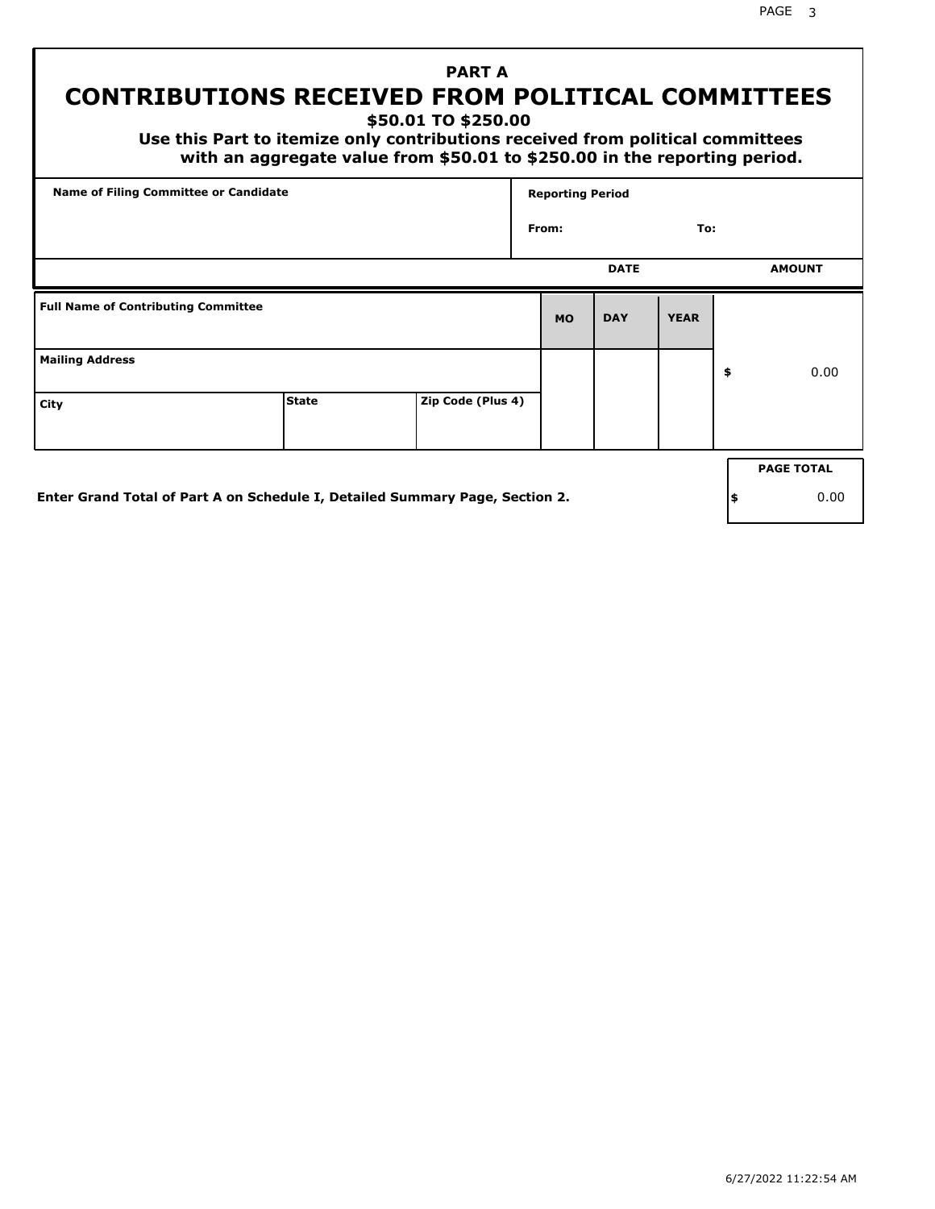## PART A

# CONTRIBUTIONS RECEIVED FROM POLITICAL COMMITTEES

### $50.01 TO $250.00

**Use this Part to itemize only contributions received from political committees with an aggregate value from $50.01 to $250.00 in the reporting period.**

| Name of Filing Committee or Candidate | Reporting Period |
|---|---|
| | From: To: |

| Full Name of Contributing Committee | | | DATE MO | DATE DAY | DATE YEAR | AMOUNT |
|---|---|---|---|---|---|---|
| Mailing Address | | | | | | $ 0.00 |
| City | State | Zip Code (Plus 4) | | | | |

Enter Grand Total of Part A on Schedule I, Detailed Summary Page, Section 2.

| PAGE TOTAL |
|---|
| $ 0.00 |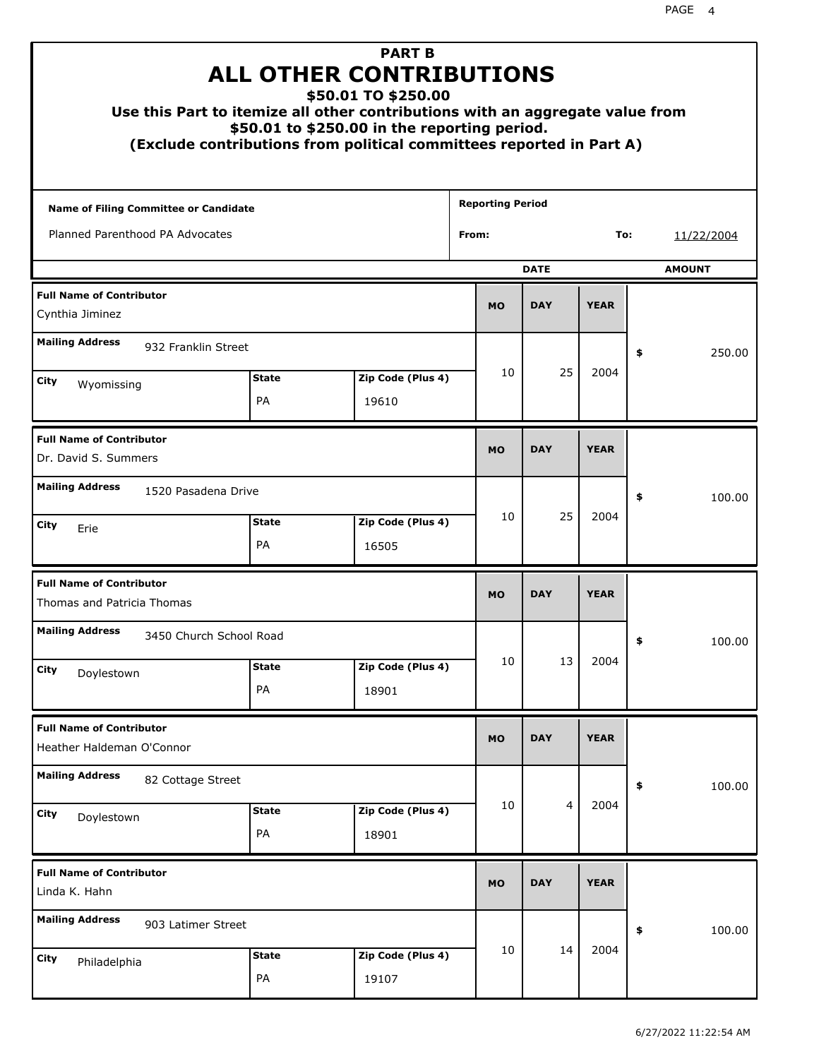# PART B
# ALL OTHER CONTRIBUTIONS
### $50.01 TO $250.00

**Use this Part to itemize all other contributions with an aggregate value from $50.01 to $250.00 in the reporting period.**
**(Exclude contributions from political committees reported in Part A)**

| Name of Filing Committee or Candidate | Reporting Period |
|---|---|
| Planned Parenthood PA Advocates | From: To: 11/22/2004 |

| Full Name of Contributor | Mailing Address | City | State | Zip Code (Plus 4) | MO | DAY | YEAR | AMOUNT |
|---|---|---|---|---|---|---|---|---|
| Cynthia Jiminez | 932 Franklin Street | Wyomissing | PA | 19610 | 10 | 25 | 2004 | $ 250.00 |
| Dr. David S. Summers | 1520 Pasadena Drive | Erie | PA | 16505 | 10 | 25 | 2004 | $ 100.00 |
| Thomas and Patricia Thomas | 3450 Church School Road | Doylestown | PA | 18901 | 10 | 13 | 2004 | $ 100.00 |
| Heather Haldeman O'Connor | 82 Cottage Street | Doylestown | PA | 18901 | 10 | 4 | 2004 | $ 100.00 |
| Linda K. Hahn | 903 Latimer Street | Philadelphia | PA | 19107 | 10 | 14 | 2004 | $ 100.00 |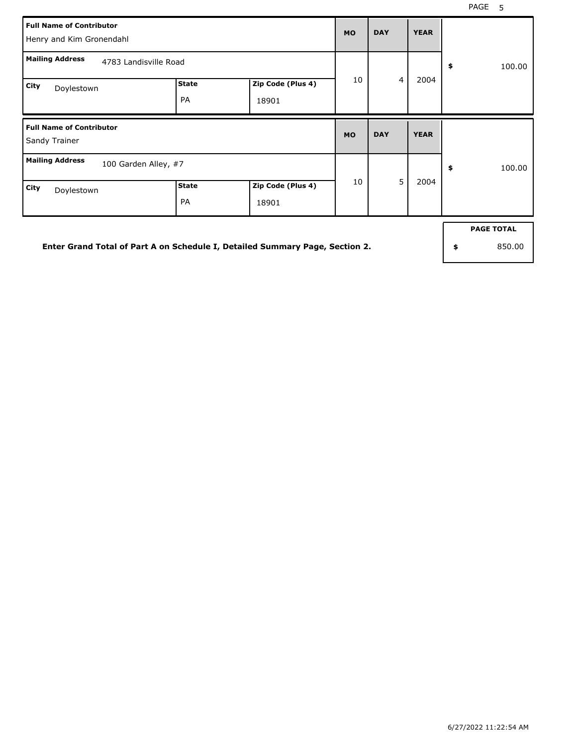| Full Name of Contributor | | | MO | DAY | YEAR | |
|---|---|---|---|---|---|---|
| Henry and Kim Gronendahl | | | | | | |
| Mailing Address: 4783 Landisville Road | | | 10 | 4 | 2004 | $ 100.00 |
| City: Doylestown | State: PA | Zip Code (Plus 4): 18901 | | | | |

| Full Name of Contributor | | | MO | DAY | YEAR | |
|---|---|---|---|---|---|---|
| Sandy Trainer | | | | | | |
| Mailing Address: 100 Garden Alley, #7 | | | 10 | 5 | 2004 | $ 100.00 |
| City: Doylestown | State: PA | Zip Code (Plus 4): 18901 | | | | |

**Enter Grand Total of Part A on Schedule I, Detailed Summary Page, Section 2.**

| PAGE TOTAL |
|---|
| $ 850.00 |

6/27/2022 11:22:54 AM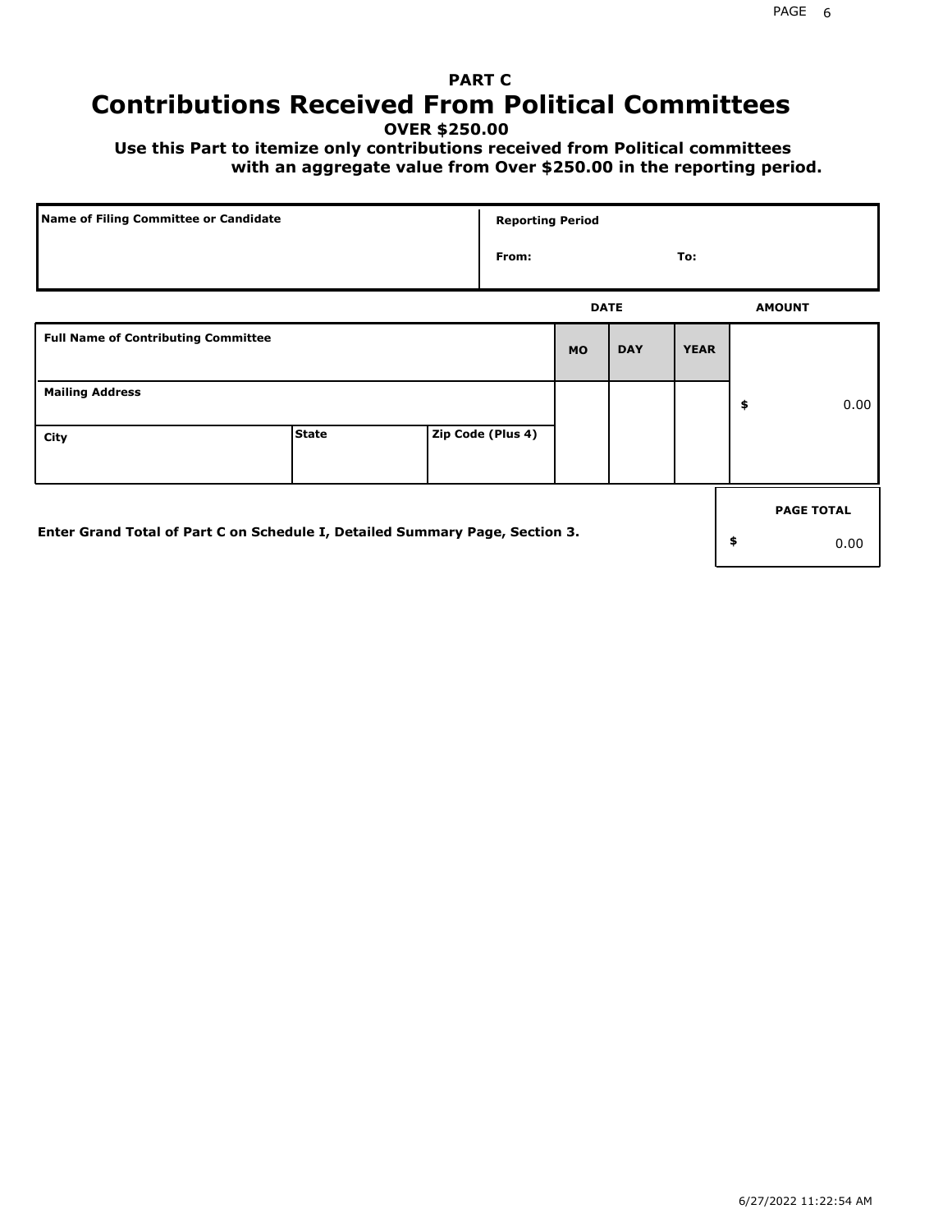## PART C

# Contributions Received From Political Committees

**OVER $250.00**

**Use this Part to itemize only contributions received from Political committees with an aggregate value from Over $250.00 in the reporting period.**

| Name of Filing Committee or Candidate | Reporting Period |
|---|---|
| | From: To: |

| Full Name of Contributing Committee | | | DATE MO | DATE DAY | DATE YEAR | AMOUNT |
|---|---|---|---|---|---|---|
| Mailing Address | | | | | | $ 0.00 |
| City | State | Zip Code (Plus 4) | | | | |

Enter Grand Total of Part C on Schedule I, Detailed Summary Page, Section 3.

| PAGE TOTAL |
|---|
| $ 0.00 |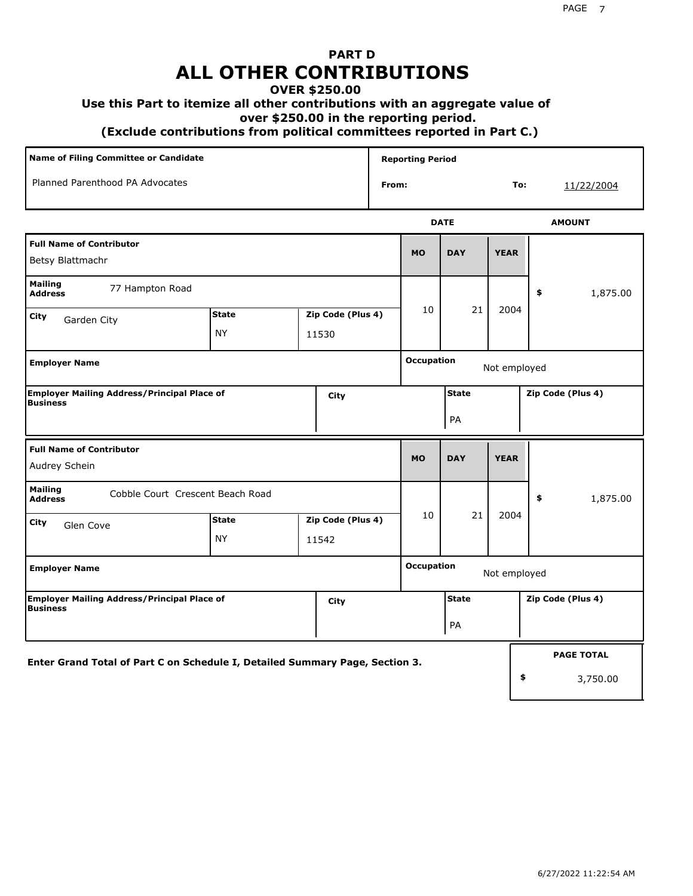# PART D
# ALL OTHER CONTRIBUTIONS

### OVER $250.00

### Use this Part to itemize all other contributions with an aggregate value of over $250.00 in the reporting period.

### (Exclude contributions from political committees reported in Part C.)

| Name of Filing Committee or Candidate | Reporting Period |
|---|---|
| Planned Parenthood PA Advocates | From: To: 11/22/2004 |

| Full Name of Contributor | Mailing Address | City | State | Zip Code (Plus 4) | MO | DAY | YEAR | AMOUNT | Employer Name | Occupation | Employer Mailing Address/Principal Place of Business | City | State | Zip Code (Plus 4) |
|---|---|---|---|---|---|---|---|---|---|---|---|---|---|---|
| Betsy Blattmachr | 77 Hampton Road | Garden City | NY | 11530 | 10 | 21 | 2004 | $ 1,875.00 | | Not employed | | | PA | |
| Audrey Schein | Cobble Court Crescent Beach Road | Glen Cove | NY | 11542 | 10 | 21 | 2004 | $ 1,875.00 | | Not employed | | | PA | |

Enter Grand Total of Part C on Schedule I, Detailed Summary Page, Section 3.

| PAGE TOTAL |
|---|
| $ 3,750.00 |

6/27/2022 11:22:54 AM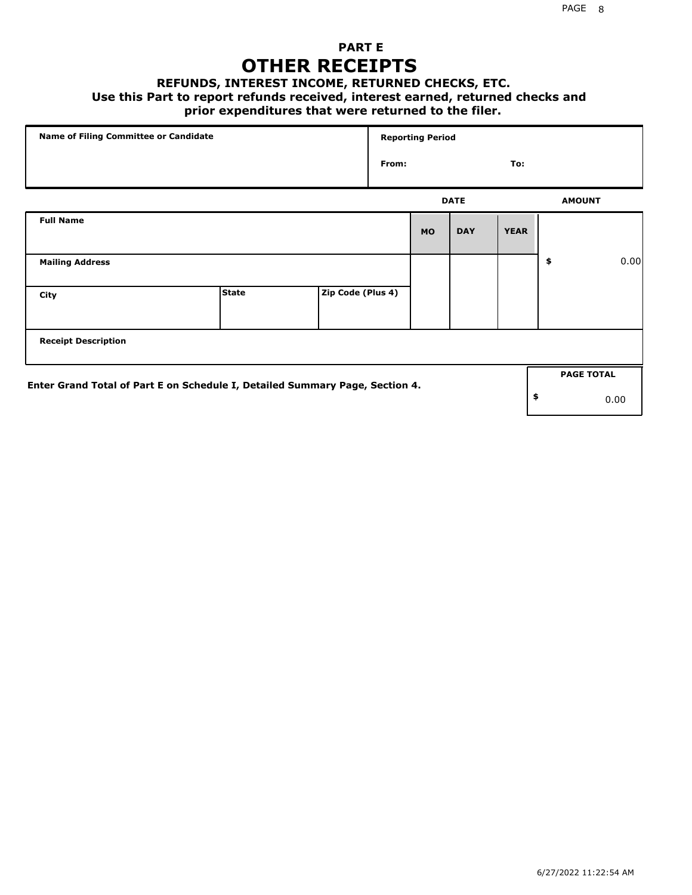# PART E
## OTHER RECEIPTS

### REFUNDS, INTEREST INCOME, RETURNED CHECKS, ETC.

**Use this Part to report refunds received, interest earned, returned checks and prior expenditures that were returned to the filer.**

| Name of Filing Committee or Candidate | Reporting Period | |
|---|---|---|
| | From: | To: |

| Full Name | | | DATE MO | DAY | YEAR | AMOUNT |
|---|---|---|---|---|---|---|
| **Mailing Address** | | | | | | $ 0.00 |
| **City** | **State** | **Zip Code (Plus 4)** | | | | |
| **Receipt Description** | | | | | | |

**Enter Grand Total of Part E on Schedule I, Detailed Summary Page, Section 4.**

| PAGE TOTAL |
|---|
| $ 0.00 |

6/27/2022 11:22:54 AM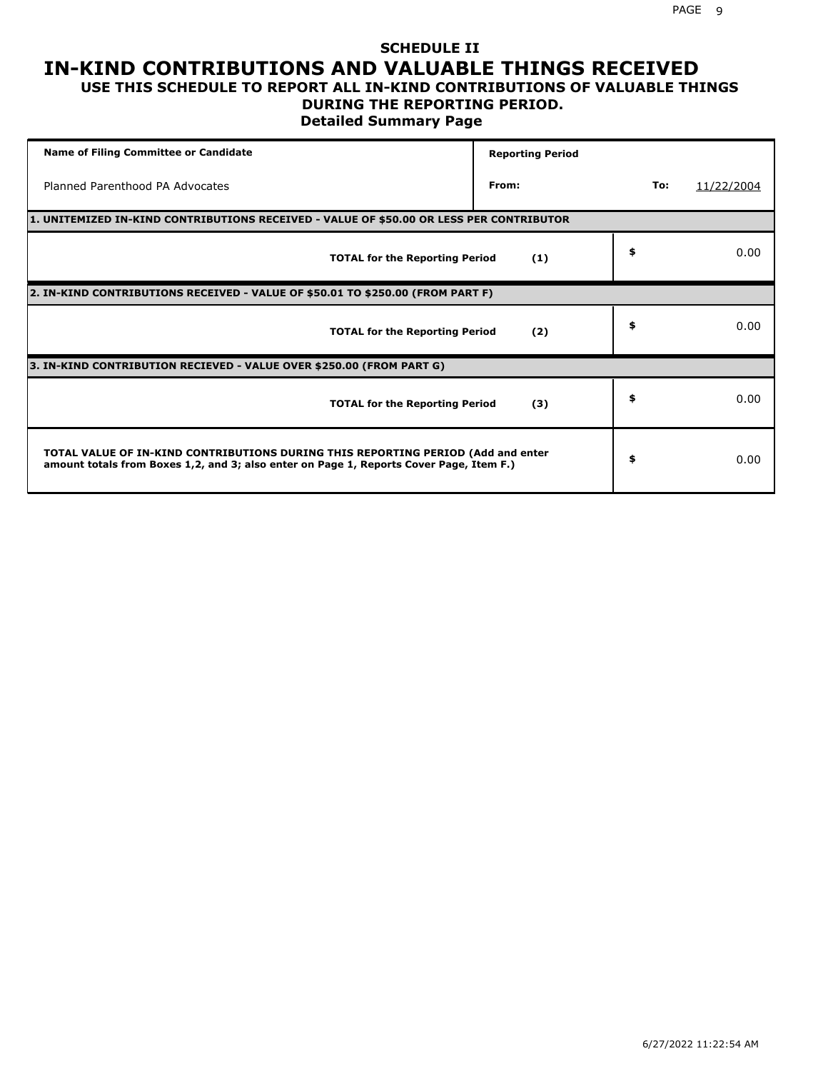# SCHEDULE II

# IN-KIND CONTRIBUTIONS AND VALUABLE THINGS RECEIVED

## USE THIS SCHEDULE TO REPORT ALL IN-KIND CONTRIBUTIONS OF VALUABLE THINGS DURING THE REPORTING PERIOD.

### Detailed Summary Page

| Name of Filing Committee or Candidate | Reporting Period | | |
|---|---|---|---|
| Planned Parenthood PA Advocates | From: | To: | 11/22/2004 |

| **1. UNITEMIZED IN-KIND CONTRIBUTIONS RECEIVED - VALUE OF $50.00 OR LESS PER CONTRIBUTOR** | | |
|---|---|---|
| **TOTAL for the Reporting Period** | **(1)** | $ 0.00 |
| **2. IN-KIND CONTRIBUTIONS RECEIVED - VALUE OF $50.01 TO $250.00 (FROM PART F)** | | |
| **TOTAL for the Reporting Period** | **(2)** | $ 0.00 |
| **3. IN-KIND CONTRIBUTION RECIEVED - VALUE OVER $250.00 (FROM PART G)** | | |
| **TOTAL for the Reporting Period** | **(3)** | $ 0.00 |
| **TOTAL VALUE OF IN-KIND CONTRIBUTIONS DURING THIS REPORTING PERIOD (Add and enter amount totals from Boxes 1,2, and 3; also enter on Page 1, Reports Cover Page, Item F.)** | | $ 0.00 |

6/27/2022 11:22:54 AM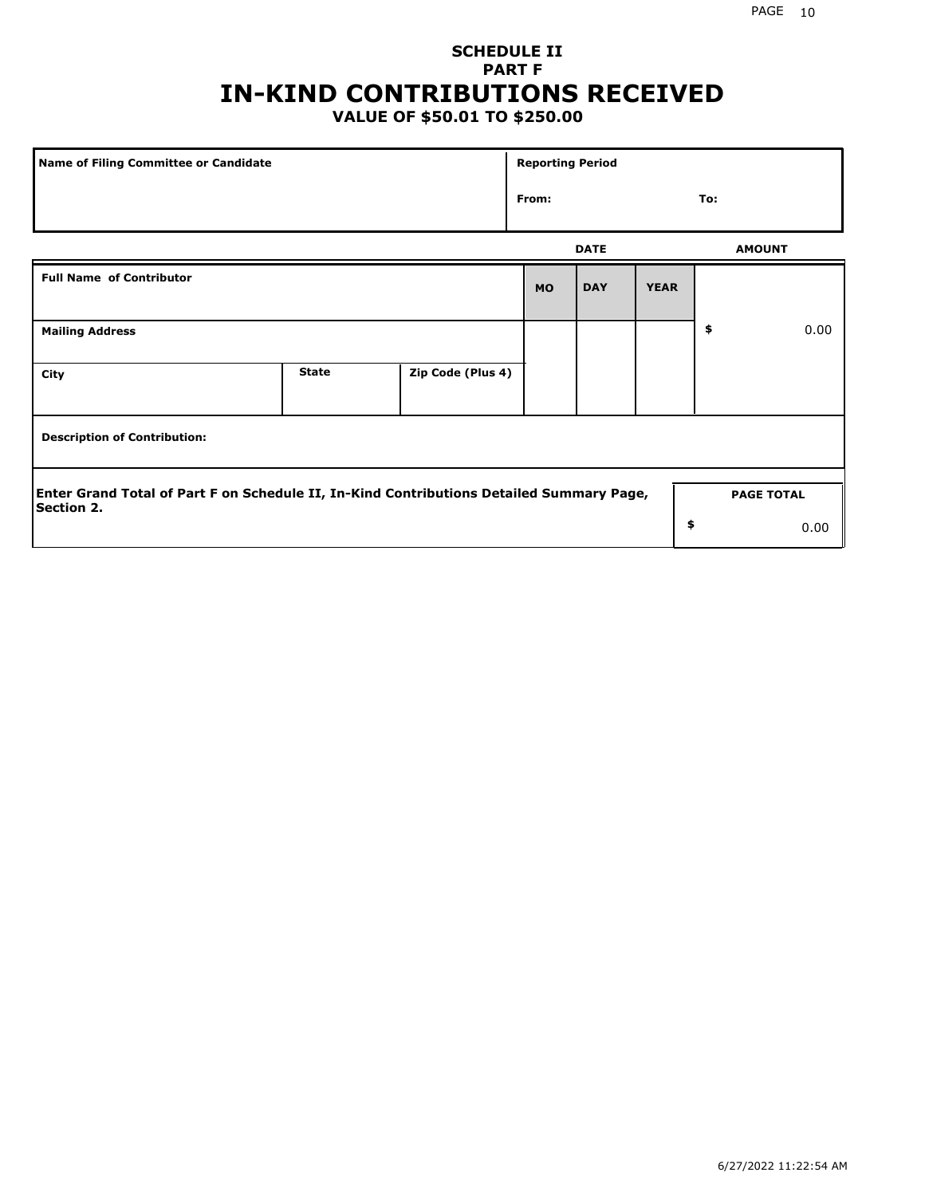**SCHEDULE II**
**PART F**

# IN-KIND CONTRIBUTIONS RECEIVED

**VALUE OF $50.01 TO $250.00**

| Name of Filing Committee or Candidate | Reporting Period | |
|---|---|---|
| | From: | To: |

| | | | DATE | | | AMOUNT |
|---|---|---|---|---|---|---|
| **Full Name of Contributor** | | | **MO** | **DAY** | **YEAR** | |
| **Mailing Address** | | | | | | $ 0.00 |
| **City** | **State** | **Zip Code (Plus 4)** | | | | |
| **Description of Contribution:** | | | | | | |

| Enter Grand Total of Part F on Schedule II, In-Kind Contributions Detailed Summary Page, Section 2. | PAGE TOTAL |
|---|---|
| | $ 0.00 |

6/27/2022 11:22:54 AM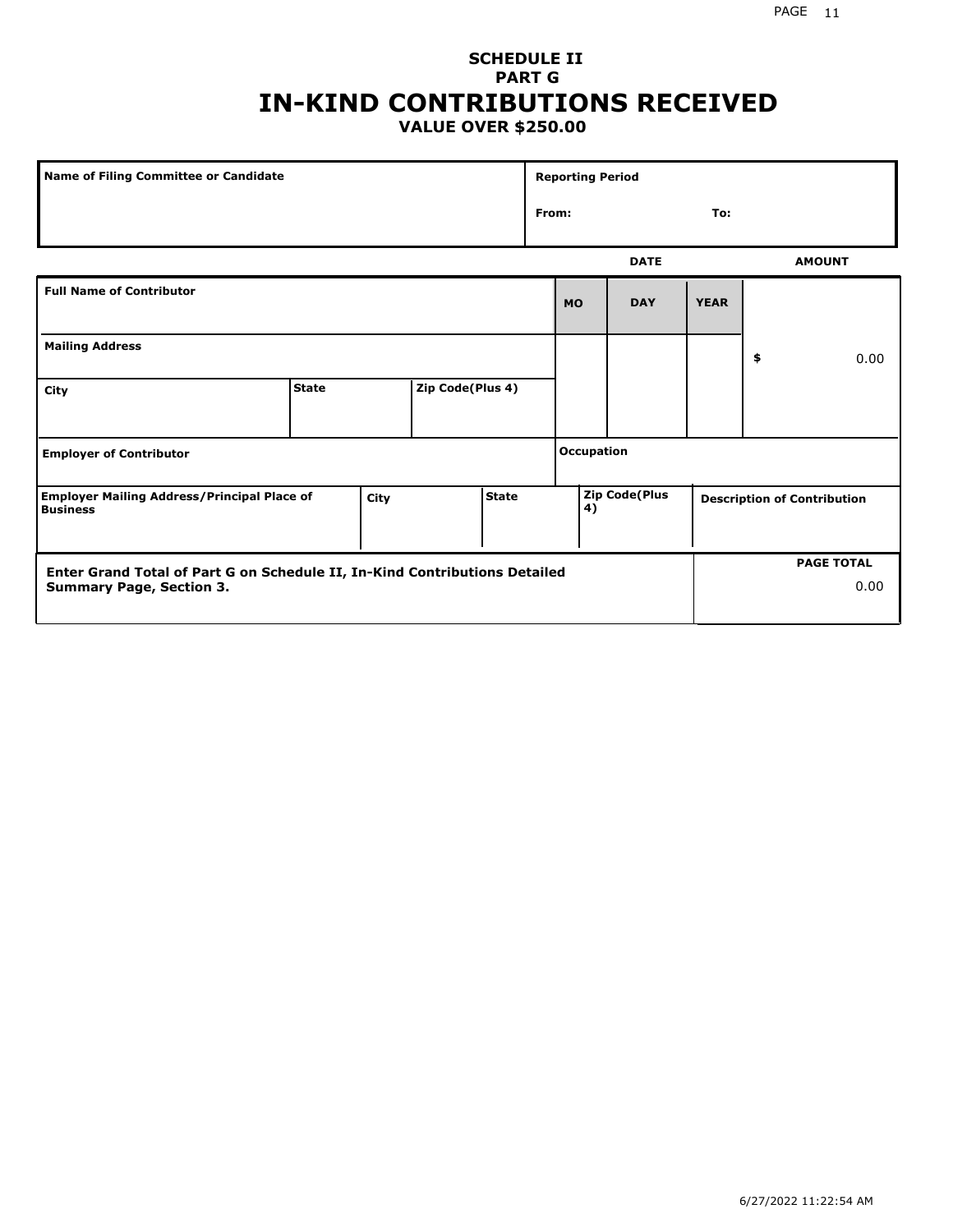**SCHEDULE II**
**PART G**

# IN-KIND CONTRIBUTIONS RECEIVED

**VALUE OVER $250.00**

| Name of Filing Committee or Candidate | Reporting Period |
|---|---|
| | From: To: |

| | | | | DATE | | | AMOUNT |
|---|---|---|---|---|---|---|---|
| **Full Name of Contributor** | | | | **MO** | **DAY** | **YEAR** | |
| **Mailing Address** | | | | | | | $ 0.00 |
| **City** | **State** | **Zip Code(Plus 4)** | | | | | |
| **Employer of Contributor** | | | | **Occupation** | | | |
| **Employer Mailing Address/Principal Place of Business** | **City** | **State** | | **Zip Code(Plus 4)** | | **Description of Contribution** | |

| Enter Grand Total of Part G on Schedule II, In-Kind Contributions Detailed Summary Page, Section 3. | PAGE TOTAL |
|---|---|
| | 0.00 |

6/27/2022 11:22:54 AM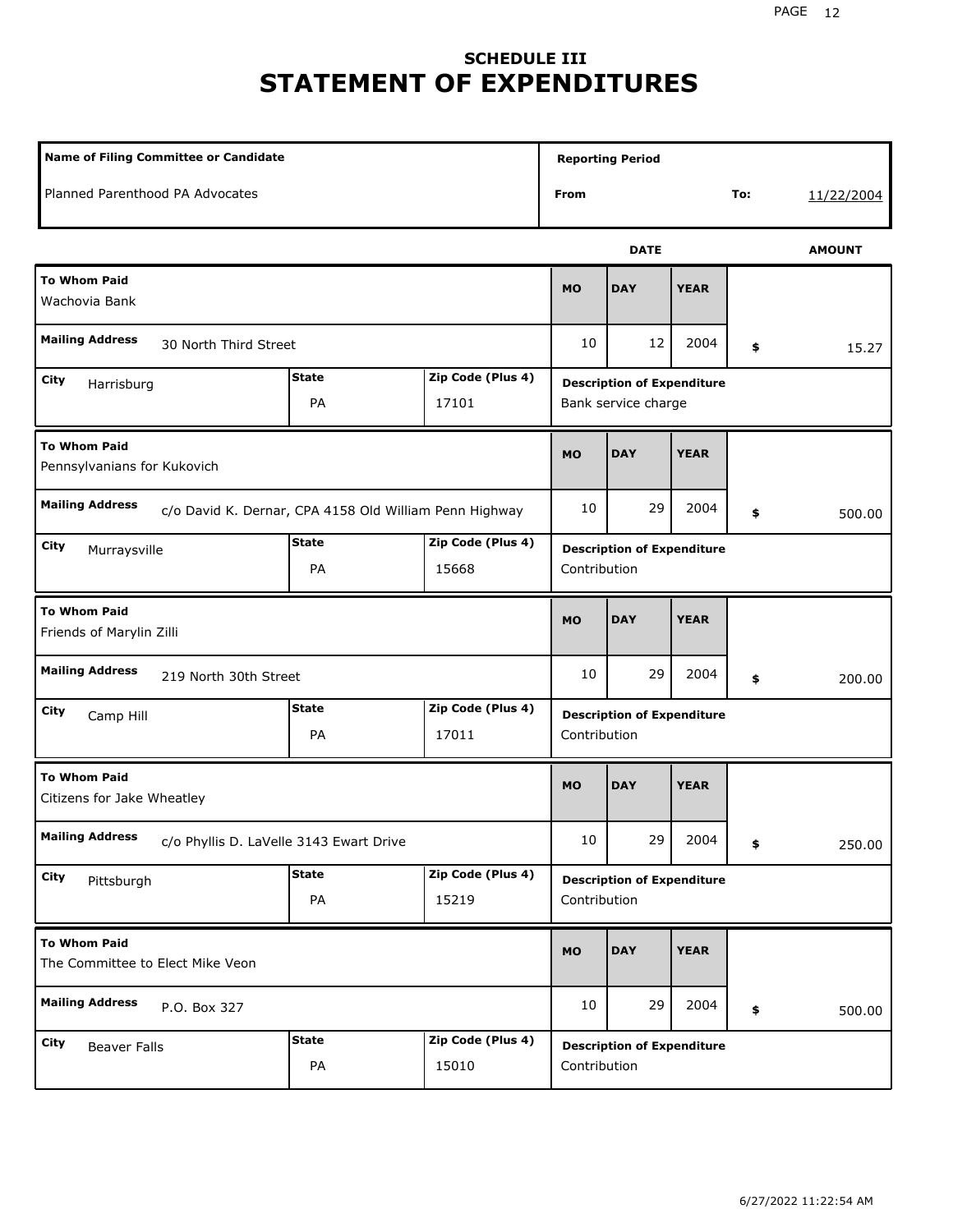# SCHEDULE III
# STATEMENT OF EXPENDITURES

| Name of Filing Committee or Candidate | Reporting Period | |
|---|---|---|
| Planned Parenthood PA Advocates | From | To: 11/22/2004 |

| To Whom Paid | Mailing Address | City | State | Zip Code (Plus 4) | MO | DAY | YEAR | AMOUNT | Description of Expenditure |
|---|---|---|---|---|---|---|---|---|---|
| Wachovia Bank | 30 North Third Street | Harrisburg | PA | 17101 | 10 | 12 | 2004 | $ 15.27 | Bank service charge |
| Pennsylvanians for Kukovich | c/o David K. Dernar, CPA 4158 Old William Penn Highway | Murraysville | PA | 15668 | 10 | 29 | 2004 | $ 500.00 | Contribution |
| Friends of Marylin Zilli | 219 North 30th Street | Camp Hill | PA | 17011 | 10 | 29 | 2004 | $ 200.00 | Contribution |
| Citizens for Jake Wheatley | c/o Phyllis D. LaVelle 3143 Ewart Drive | Pittsburgh | PA | 15219 | 10 | 29 | 2004 | $ 250.00 | Contribution |
| The Committee to Elect Mike Veon | P.O. Box 327 | Beaver Falls | PA | 15010 | 10 | 29 | 2004 | $ 500.00 | Contribution |

6/27/2022 11:22:54 AM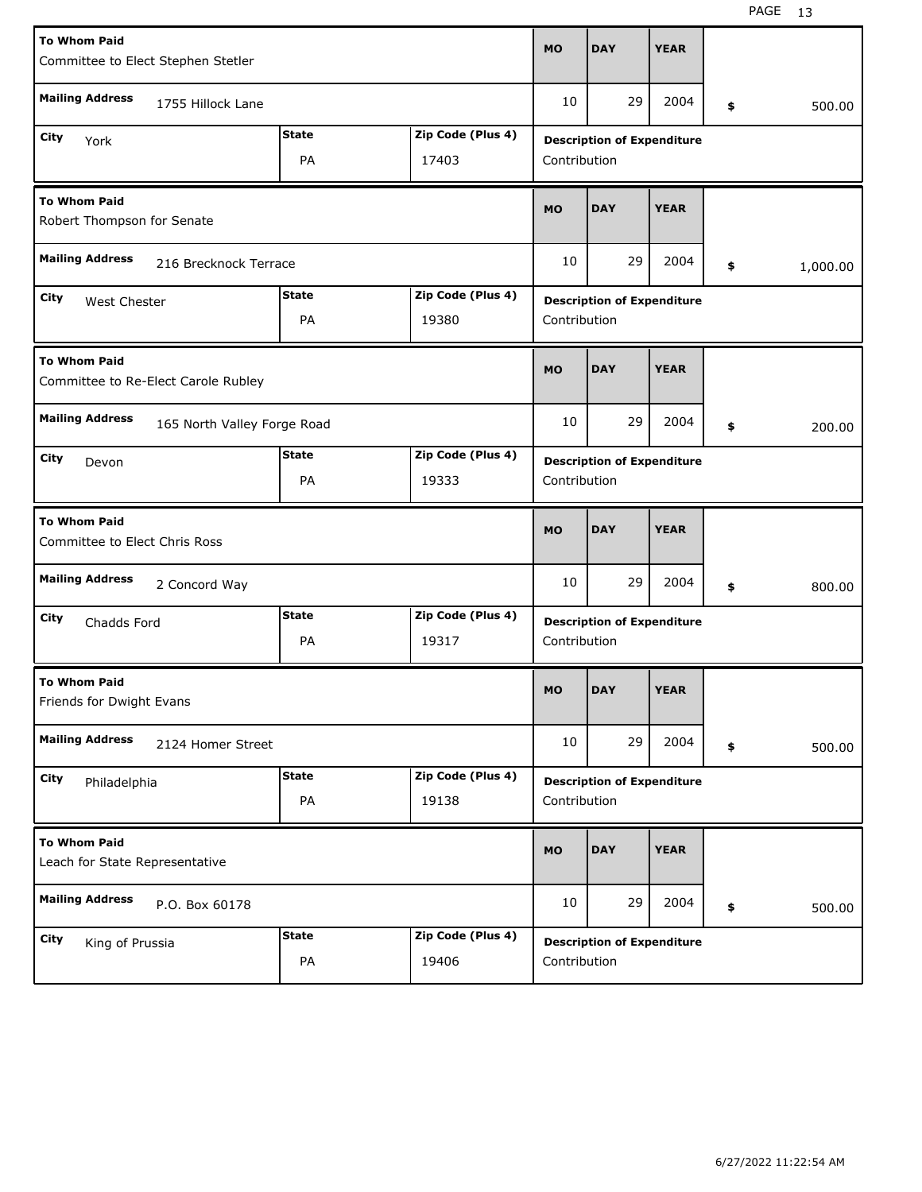| To Whom Paid | Mailing Address | City | State | Zip Code (Plus 4) | MO | DAY | YEAR | Amount | Description of Expenditure |
|---|---|---|---|---|---|---|---|---|---|
| Committee to Elect Stephen Stetler | 1755 Hillock Lane | York | PA | 17403 | 10 | 29 | 2004 | $ 500.00 | Contribution |
| Robert Thompson for Senate | 216 Brecknock Terrace | West Chester | PA | 19380 | 10 | 29 | 2004 | $ 1,000.00 | Contribution |
| Committee to Re-Elect Carole Rubley | 165 North Valley Forge Road | Devon | PA | 19333 | 10 | 29 | 2004 | $ 200.00 | Contribution |
| Committee to Elect Chris Ross | 2 Concord Way | Chadds Ford | PA | 19317 | 10 | 29 | 2004 | $ 800.00 | Contribution |
| Friends for Dwight Evans | 2124 Homer Street | Philadelphia | PA | 19138 | 10 | 29 | 2004 | $ 500.00 | Contribution |
| Leach for State Representative | P.O. Box 60178 | King of Prussia | PA | 19406 | 10 | 29 | 2004 | $ 500.00 | Contribution |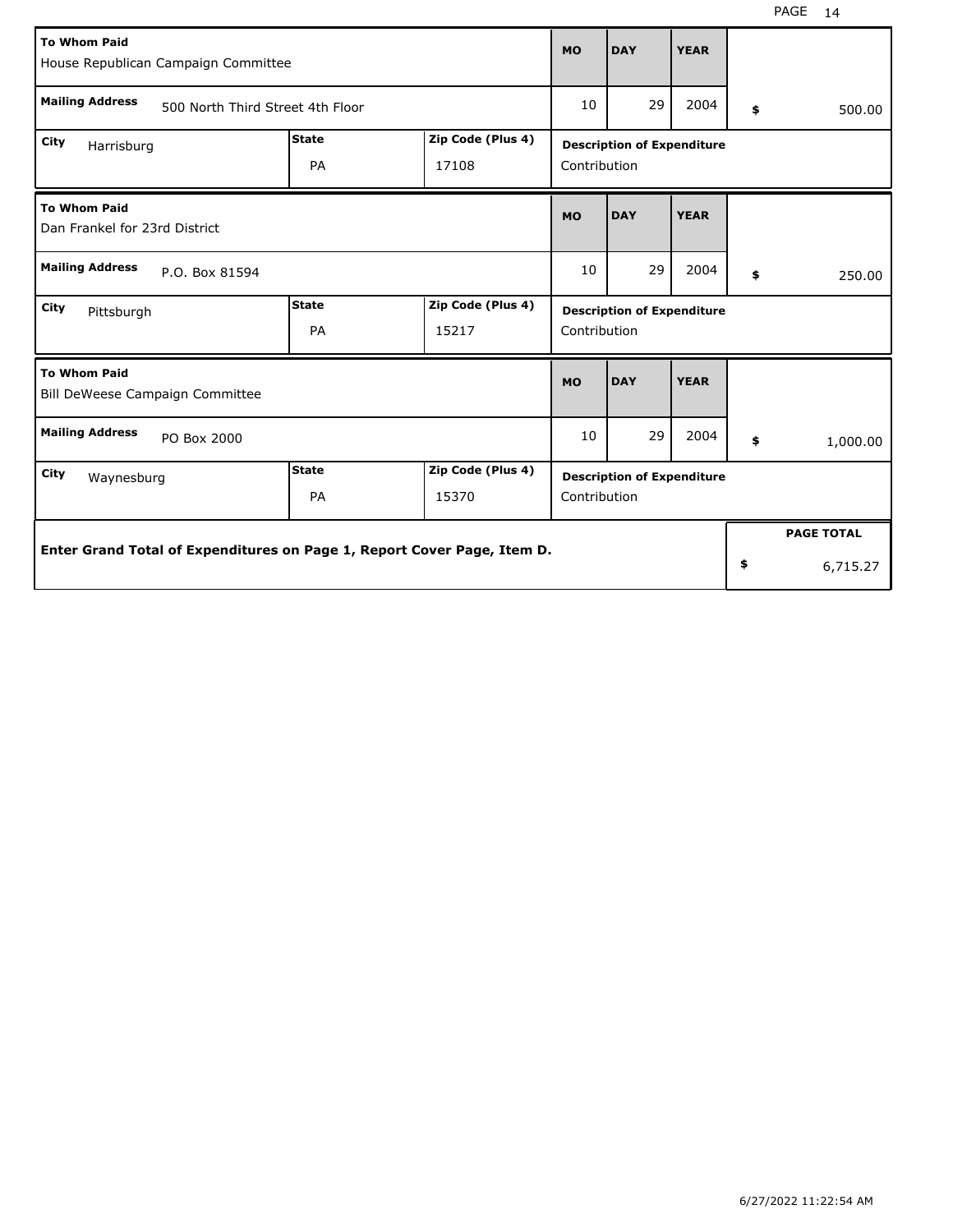| To Whom Paid | | | MO | DAY | YEAR | |
|---|---|---|---|---|---|---|
| House Republican Campaign Committee | | | | | | |
| **Mailing Address** 500 North Third Street 4th Floor | | | 10 | 29 | 2004 | $ 500.00 |
| **City** Harrisburg | **State** PA | **Zip Code (Plus 4)** 17108 | **Description of Expenditure** Contribution | | | |

| To Whom Paid | | | MO | DAY | YEAR | |
|---|---|---|---|---|---|---|
| Dan Frankel for 23rd District | | | | | | |
| **Mailing Address** P.O. Box 81594 | | | 10 | 29 | 2004 | $ 250.00 |
| **City** Pittsburgh | **State** PA | **Zip Code (Plus 4)** 15217 | **Description of Expenditure** Contribution | | | |

| To Whom Paid | | | MO | DAY | YEAR | |
|---|---|---|---|---|---|---|
| Bill DeWeese Campaign Committee | | | | | | |
| **Mailing Address** PO Box 2000 | | | 10 | 29 | 2004 | $ 1,000.00 |
| **City** Waynesburg | **State** PA | **Zip Code (Plus 4)** 15370 | **Description of Expenditure** Contribution | | | |

| | PAGE TOTAL |
|---|---|
| **Enter Grand Total of Expenditures on Page 1, Report Cover Page, Item D.** | $ 6,715.27 |